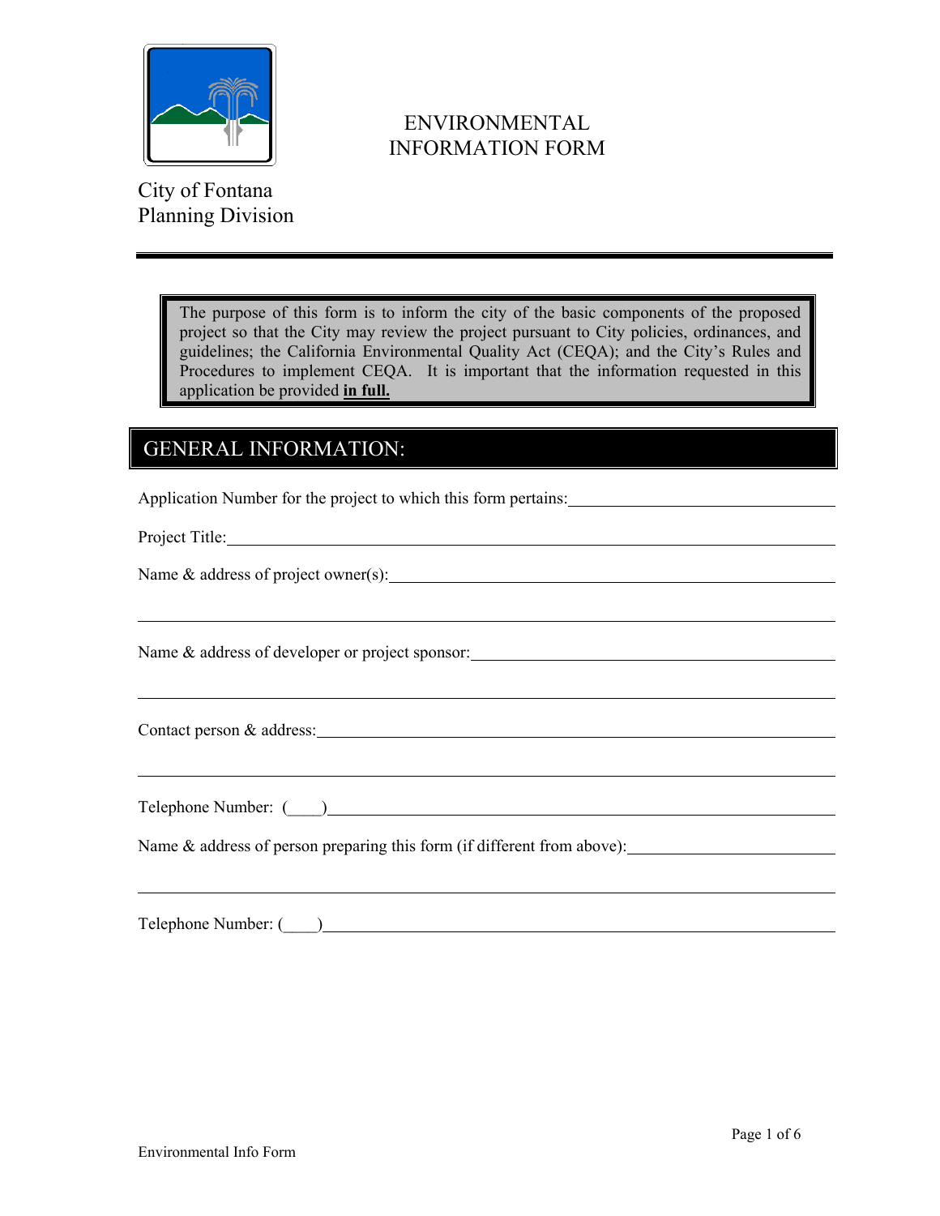City of Fontana
Planning Division

# ENVIRONMENTAL INFORMATION FORM

> The purpose of this form is to inform the city of the basic components of the proposed project so that the City may review the project pursuant to City policies, ordinances, and guidelines; the California Environmental Quality Act (CEQA); and the City's Rules and Procedures to implement CEQA. It is important that the information requested in this application be provided **in full.**

## GENERAL INFORMATION:

Application Number for the project to which this form pertains: ______________________________

Project Title: ______________________________

Name & address of project owner(s): ______________________________

______________________________

Name & address of developer or project sponsor: ______________________________

______________________________

Contact person & address: ______________________________

______________________________

Telephone Number: (____) ______________________________

Name & address of person preparing this form (if different from above): ______________________________

______________________________

Telephone Number: (____) ______________________________

Environmental Info Form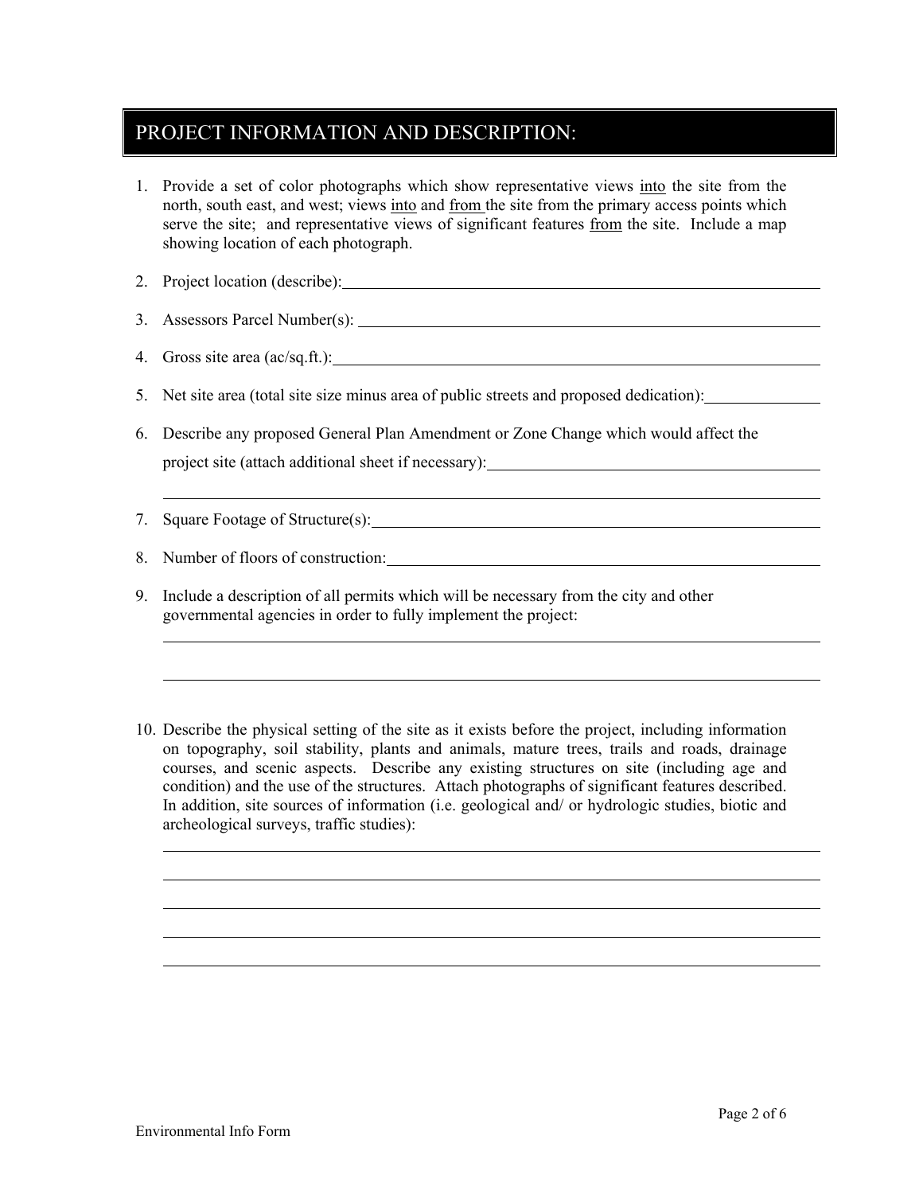## PROJECT INFORMATION AND DESCRIPTION:

1. Provide a set of color photographs which show representative views into the site from the north, south east, and west; views into and from the site from the primary access points which serve the site; and representative views of significant features from the site. Include a map showing location of each photograph.

2. Project location (describe): ____________________

3. Assessors Parcel Number(s): ____________________

4. Gross site area (ac/sq.ft.): ____________________

5. Net site area (total site size minus area of public streets and proposed dedication): ____________________

6. Describe any proposed General Plan Amendment or Zone Change which would affect the project site (attach additional sheet if necessary): ____________________

   ____________________

7. Square Footage of Structure(s): ____________________

8. Number of floors of construction: ____________________

9. Include a description of all permits which will be necessary from the city and other governmental agencies in order to fully implement the project:

   ____________________

   ____________________

10. Describe the physical setting of the site as it exists before the project, including information on topography, soil stability, plants and animals, mature trees, trails and roads, drainage courses, and scenic aspects. Describe any existing structures on site (including age and condition) and the use of the structures. Attach photographs of significant features described. In addition, site sources of information (i.e. geological and/ or hydrologic studies, biotic and archeological surveys, traffic studies):

    ____________________

    ____________________

    ____________________

    ____________________

    ____________________

Environmental Info Form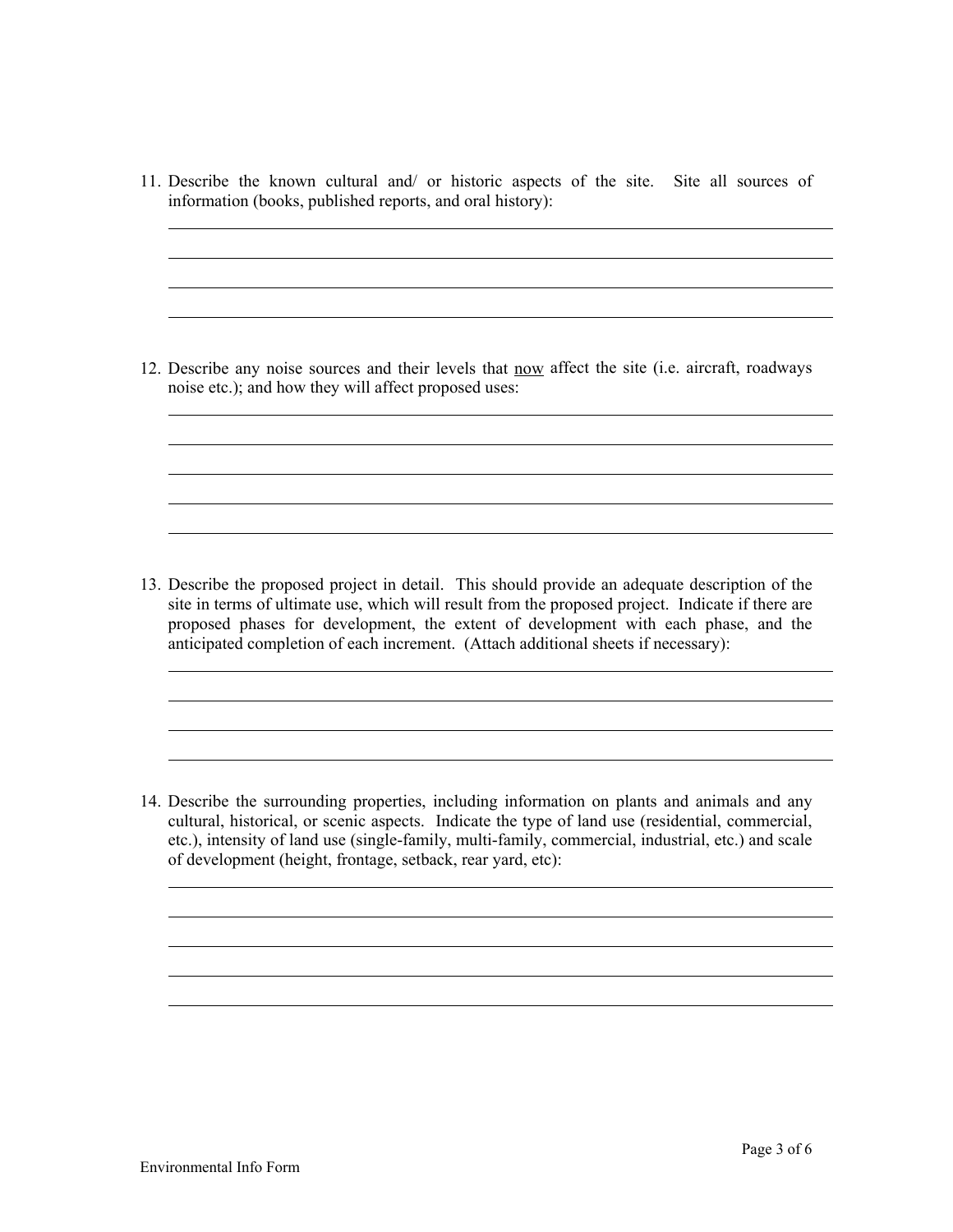11. Describe the known cultural and/ or historic aspects of the site. Site all sources of information (books, published reports, and oral history):

    \_\_\_\_\_\_\_\_\_\_\_\_\_\_\_\_\_\_\_\_\_\_\_\_\_\_\_\_\_\_\_\_\_\_\_\_\_\_\_\_\_\_\_\_\_\_\_\_\_\_\_\_\_\_\_\_\_\_\_\_

    \_\_\_\_\_\_\_\_\_\_\_\_\_\_\_\_\_\_\_\_\_\_\_\_\_\_\_\_\_\_\_\_\_\_\_\_\_\_\_\_\_\_\_\_\_\_\_\_\_\_\_\_\_\_\_\_\_\_\_\_

    \_\_\_\_\_\_\_\_\_\_\_\_\_\_\_\_\_\_\_\_\_\_\_\_\_\_\_\_\_\_\_\_\_\_\_\_\_\_\_\_\_\_\_\_\_\_\_\_\_\_\_\_\_\_\_\_\_\_\_\_

    \_\_\_\_\_\_\_\_\_\_\_\_\_\_\_\_\_\_\_\_\_\_\_\_\_\_\_\_\_\_\_\_\_\_\_\_\_\_\_\_\_\_\_\_\_\_\_\_\_\_\_\_\_\_\_\_\_\_\_\_

12. Describe any noise sources and their levels that <u>now</u> affect the site (i.e. aircraft, roadways noise etc.); and how they will affect proposed uses:

    \_\_\_\_\_\_\_\_\_\_\_\_\_\_\_\_\_\_\_\_\_\_\_\_\_\_\_\_\_\_\_\_\_\_\_\_\_\_\_\_\_\_\_\_\_\_\_\_\_\_\_\_\_\_\_\_\_\_\_\_

    \_\_\_\_\_\_\_\_\_\_\_\_\_\_\_\_\_\_\_\_\_\_\_\_\_\_\_\_\_\_\_\_\_\_\_\_\_\_\_\_\_\_\_\_\_\_\_\_\_\_\_\_\_\_\_\_\_\_\_\_

    \_\_\_\_\_\_\_\_\_\_\_\_\_\_\_\_\_\_\_\_\_\_\_\_\_\_\_\_\_\_\_\_\_\_\_\_\_\_\_\_\_\_\_\_\_\_\_\_\_\_\_\_\_\_\_\_\_\_\_\_

    \_\_\_\_\_\_\_\_\_\_\_\_\_\_\_\_\_\_\_\_\_\_\_\_\_\_\_\_\_\_\_\_\_\_\_\_\_\_\_\_\_\_\_\_\_\_\_\_\_\_\_\_\_\_\_\_\_\_\_\_

    \_\_\_\_\_\_\_\_\_\_\_\_\_\_\_\_\_\_\_\_\_\_\_\_\_\_\_\_\_\_\_\_\_\_\_\_\_\_\_\_\_\_\_\_\_\_\_\_\_\_\_\_\_\_\_\_\_\_\_\_

13. Describe the proposed project in detail. This should provide an adequate description of the site in terms of ultimate use, which will result from the proposed project. Indicate if there are proposed phases for development, the extent of development with each phase, and the anticipated completion of each increment. (Attach additional sheets if necessary):

    \_\_\_\_\_\_\_\_\_\_\_\_\_\_\_\_\_\_\_\_\_\_\_\_\_\_\_\_\_\_\_\_\_\_\_\_\_\_\_\_\_\_\_\_\_\_\_\_\_\_\_\_\_\_\_\_\_\_\_\_

    \_\_\_\_\_\_\_\_\_\_\_\_\_\_\_\_\_\_\_\_\_\_\_\_\_\_\_\_\_\_\_\_\_\_\_\_\_\_\_\_\_\_\_\_\_\_\_\_\_\_\_\_\_\_\_\_\_\_\_\_

    \_\_\_\_\_\_\_\_\_\_\_\_\_\_\_\_\_\_\_\_\_\_\_\_\_\_\_\_\_\_\_\_\_\_\_\_\_\_\_\_\_\_\_\_\_\_\_\_\_\_\_\_\_\_\_\_\_\_\_\_

    \_\_\_\_\_\_\_\_\_\_\_\_\_\_\_\_\_\_\_\_\_\_\_\_\_\_\_\_\_\_\_\_\_\_\_\_\_\_\_\_\_\_\_\_\_\_\_\_\_\_\_\_\_\_\_\_\_\_\_\_

14. Describe the surrounding properties, including information on plants and animals and any cultural, historical, or scenic aspects. Indicate the type of land use (residential, commercial, etc.), intensity of land use (single-family, multi-family, commercial, industrial, etc.) and scale of development (height, frontage, setback, rear yard, etc):

    \_\_\_\_\_\_\_\_\_\_\_\_\_\_\_\_\_\_\_\_\_\_\_\_\_\_\_\_\_\_\_\_\_\_\_\_\_\_\_\_\_\_\_\_\_\_\_\_\_\_\_\_\_\_\_\_\_\_\_\_

    \_\_\_\_\_\_\_\_\_\_\_\_\_\_\_\_\_\_\_\_\_\_\_\_\_\_\_\_\_\_\_\_\_\_\_\_\_\_\_\_\_\_\_\_\_\_\_\_\_\_\_\_\_\_\_\_\_\_\_\_

    \_\_\_\_\_\_\_\_\_\_\_\_\_\_\_\_\_\_\_\_\_\_\_\_\_\_\_\_\_\_\_\_\_\_\_\_\_\_\_\_\_\_\_\_\_\_\_\_\_\_\_\_\_\_\_\_\_\_\_\_

    \_\_\_\_\_\_\_\_\_\_\_\_\_\_\_\_\_\_\_\_\_\_\_\_\_\_\_\_\_\_\_\_\_\_\_\_\_\_\_\_\_\_\_\_\_\_\_\_\_\_\_\_\_\_\_\_\_\_\_\_

    \_\_\_\_\_\_\_\_\_\_\_\_\_\_\_\_\_\_\_\_\_\_\_\_\_\_\_\_\_\_\_\_\_\_\_\_\_\_\_\_\_\_\_\_\_\_\_\_\_\_\_\_\_\_\_\_\_\_\_\_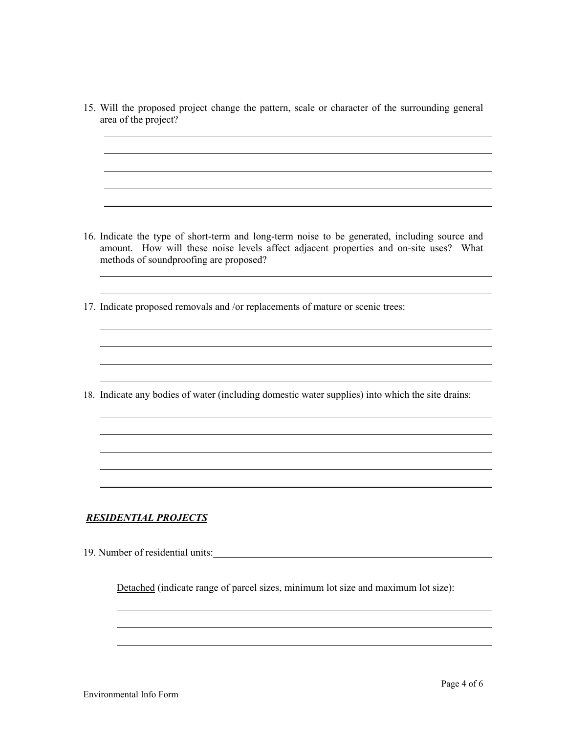15. Will the proposed project change the pattern, scale or character of the surrounding general area of the project?

16. Indicate the type of short-term and long-term noise to be generated, including source and amount. How will these noise levels affect adjacent properties and on-site uses? What methods of soundproofing are proposed?

17. Indicate proposed removals and /or replacements of mature or scenic trees:

18. Indicate any bodies of water (including domestic water supplies) into which the site drains:

***RESIDENTIAL PROJECTS***

19. Number of residential units: \_\_\_\_\_\_\_\_\_\_\_\_\_\_\_\_\_\_\_\_

    Detached (indicate range of parcel sizes, minimum lot size and maximum lot size):

Environmental Info Form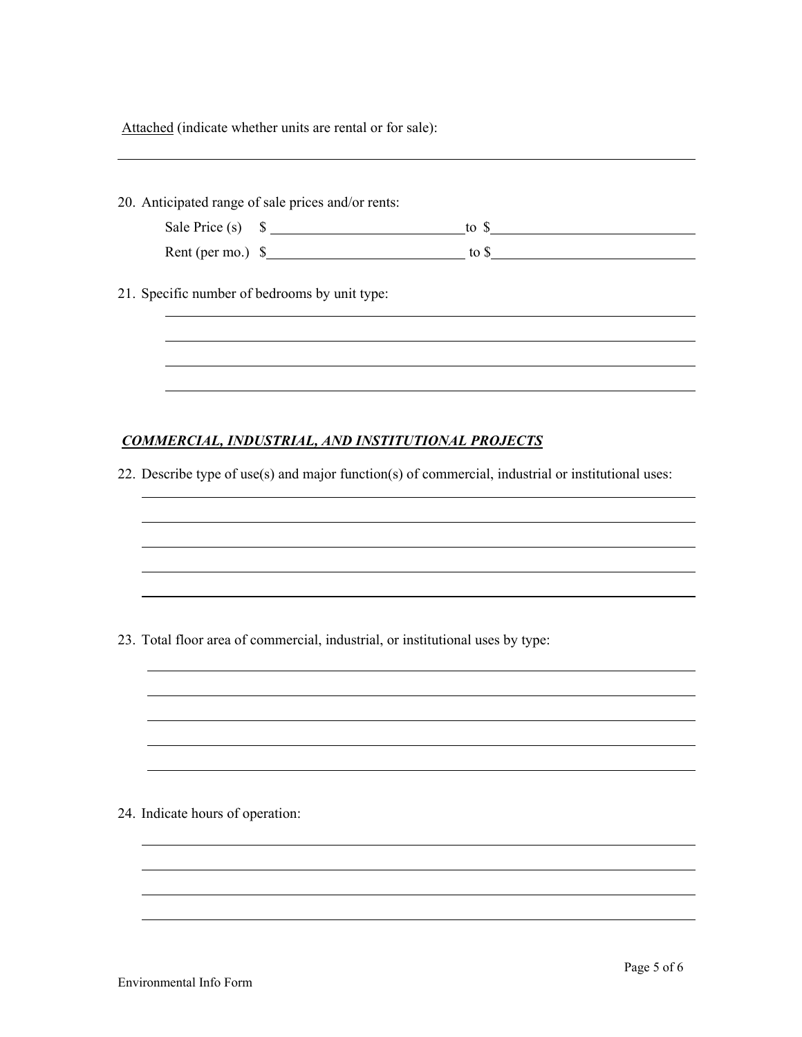<u>Attached</u> (indicate whether units are rental or for sale): \_\_\_\_\_\_\_\_\_\_\_\_\_\_\_\_\_\_\_\_\_\_\_\_\_\_\_\_\_\_\_\_\_\_\_\_\_\_\_\_

20. Anticipated range of sale prices and/or rents:

    Sale Price (s) $ \_\_\_\_\_\_\_\_\_\_\_\_\_\_\_\_\_\_\_\_ to $ \_\_\_\_\_\_\_\_\_\_\_\_\_\_\_\_\_\_\_\_

    Rent (per mo.) $ \_\_\_\_\_\_\_\_\_\_\_\_\_\_\_\_\_\_\_\_ to $ \_\_\_\_\_\_\_\_\_\_\_\_\_\_\_\_\_\_\_\_

21. Specific number of bedrooms by unit type:

    \_\_\_\_\_\_\_\_\_\_\_\_\_\_\_\_\_\_\_\_\_\_\_\_\_\_\_\_\_\_\_\_\_\_\_\_\_\_\_\_

    \_\_\_\_\_\_\_\_\_\_\_\_\_\_\_\_\_\_\_\_\_\_\_\_\_\_\_\_\_\_\_\_\_\_\_\_\_\_\_\_

    \_\_\_\_\_\_\_\_\_\_\_\_\_\_\_\_\_\_\_\_\_\_\_\_\_\_\_\_\_\_\_\_\_\_\_\_\_\_\_\_

    \_\_\_\_\_\_\_\_\_\_\_\_\_\_\_\_\_\_\_\_\_\_\_\_\_\_\_\_\_\_\_\_\_\_\_\_\_\_\_\_

## ***<u>COMMERCIAL, INDUSTRIAL, AND INSTITUTIONAL PROJECTS</u>***

22. Describe type of use(s) and major function(s) of commercial, industrial or institutional uses:

    \_\_\_\_\_\_\_\_\_\_\_\_\_\_\_\_\_\_\_\_\_\_\_\_\_\_\_\_\_\_\_\_\_\_\_\_\_\_\_\_

    \_\_\_\_\_\_\_\_\_\_\_\_\_\_\_\_\_\_\_\_\_\_\_\_\_\_\_\_\_\_\_\_\_\_\_\_\_\_\_\_

    \_\_\_\_\_\_\_\_\_\_\_\_\_\_\_\_\_\_\_\_\_\_\_\_\_\_\_\_\_\_\_\_\_\_\_\_\_\_\_\_

    \_\_\_\_\_\_\_\_\_\_\_\_\_\_\_\_\_\_\_\_\_\_\_\_\_\_\_\_\_\_\_\_\_\_\_\_\_\_\_\_

    \_\_\_\_\_\_\_\_\_\_\_\_\_\_\_\_\_\_\_\_\_\_\_\_\_\_\_\_\_\_\_\_\_\_\_\_\_\_\_\_

23. Total floor area of commercial, industrial, or institutional uses by type:

    \_\_\_\_\_\_\_\_\_\_\_\_\_\_\_\_\_\_\_\_\_\_\_\_\_\_\_\_\_\_\_\_\_\_\_\_\_\_\_\_

    \_\_\_\_\_\_\_\_\_\_\_\_\_\_\_\_\_\_\_\_\_\_\_\_\_\_\_\_\_\_\_\_\_\_\_\_\_\_\_\_

    \_\_\_\_\_\_\_\_\_\_\_\_\_\_\_\_\_\_\_\_\_\_\_\_\_\_\_\_\_\_\_\_\_\_\_\_\_\_\_\_

    \_\_\_\_\_\_\_\_\_\_\_\_\_\_\_\_\_\_\_\_\_\_\_\_\_\_\_\_\_\_\_\_\_\_\_\_\_\_\_\_

    \_\_\_\_\_\_\_\_\_\_\_\_\_\_\_\_\_\_\_\_\_\_\_\_\_\_\_\_\_\_\_\_\_\_\_\_\_\_\_\_

24. Indicate hours of operation:

    \_\_\_\_\_\_\_\_\_\_\_\_\_\_\_\_\_\_\_\_\_\_\_\_\_\_\_\_\_\_\_\_\_\_\_\_\_\_\_\_

    \_\_\_\_\_\_\_\_\_\_\_\_\_\_\_\_\_\_\_\_\_\_\_\_\_\_\_\_\_\_\_\_\_\_\_\_\_\_\_\_

    \_\_\_\_\_\_\_\_\_\_\_\_\_\_\_\_\_\_\_\_\_\_\_\_\_\_\_\_\_\_\_\_\_\_\_\_\_\_\_\_

    \_\_\_\_\_\_\_\_\_\_\_\_\_\_\_\_\_\_\_\_\_\_\_\_\_\_\_\_\_\_\_\_\_\_\_\_\_\_\_\_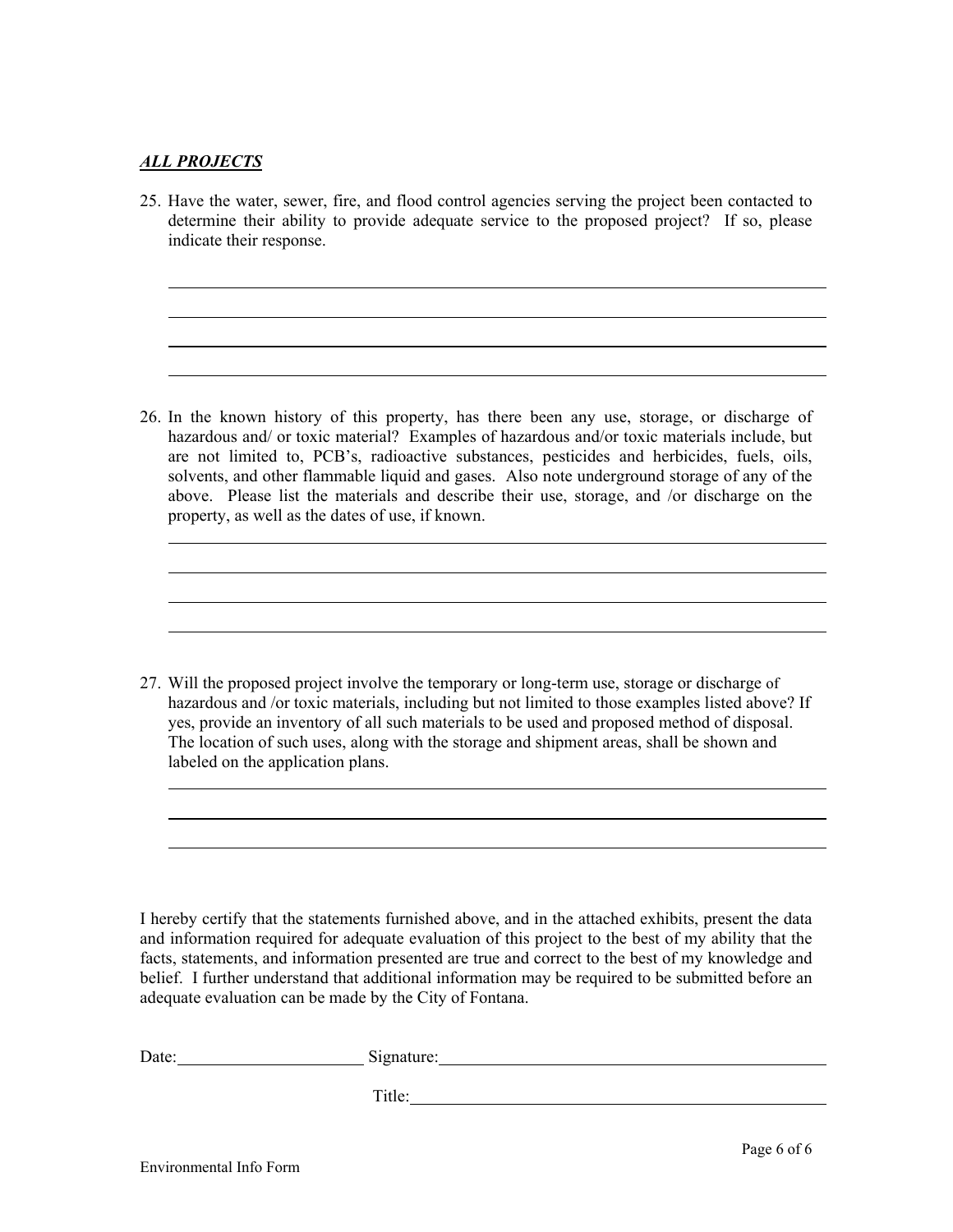***ALL PROJECTS***

25. Have the water, sewer, fire, and flood control agencies serving the project been contacted to determine their ability to provide adequate service to the proposed project? If so, please indicate their response.

26. In the known history of this property, has there been any use, storage, or discharge of hazardous and/ or toxic material? Examples of hazardous and/or toxic materials include, but are not limited to, PCB's, radioactive substances, pesticides and herbicides, fuels, oils, solvents, and other flammable liquid and gases. Also note underground storage of any of the above. Please list the materials and describe their use, storage, and /or discharge on the property, as well as the dates of use, if known.

27. Will the proposed project involve the temporary or long-term use, storage or discharge of hazardous and /or toxic materials, including but not limited to those examples listed above? If yes, provide an inventory of all such materials to be used and proposed method of disposal. The location of such uses, along with the storage and shipment areas, shall be shown and labeled on the application plans.

I hereby certify that the statements furnished above, and in the attached exhibits, present the data and information required for adequate evaluation of this project to the best of my ability that the facts, statements, and information presented are true and correct to the best of my knowledge and belief. I further understand that additional information may be required to be submitted before an adequate evaluation can be made by the City of Fontana.

Date:______________________ Signature:_______________________________________________

Title:_______________________________________________

Environmental Info Form